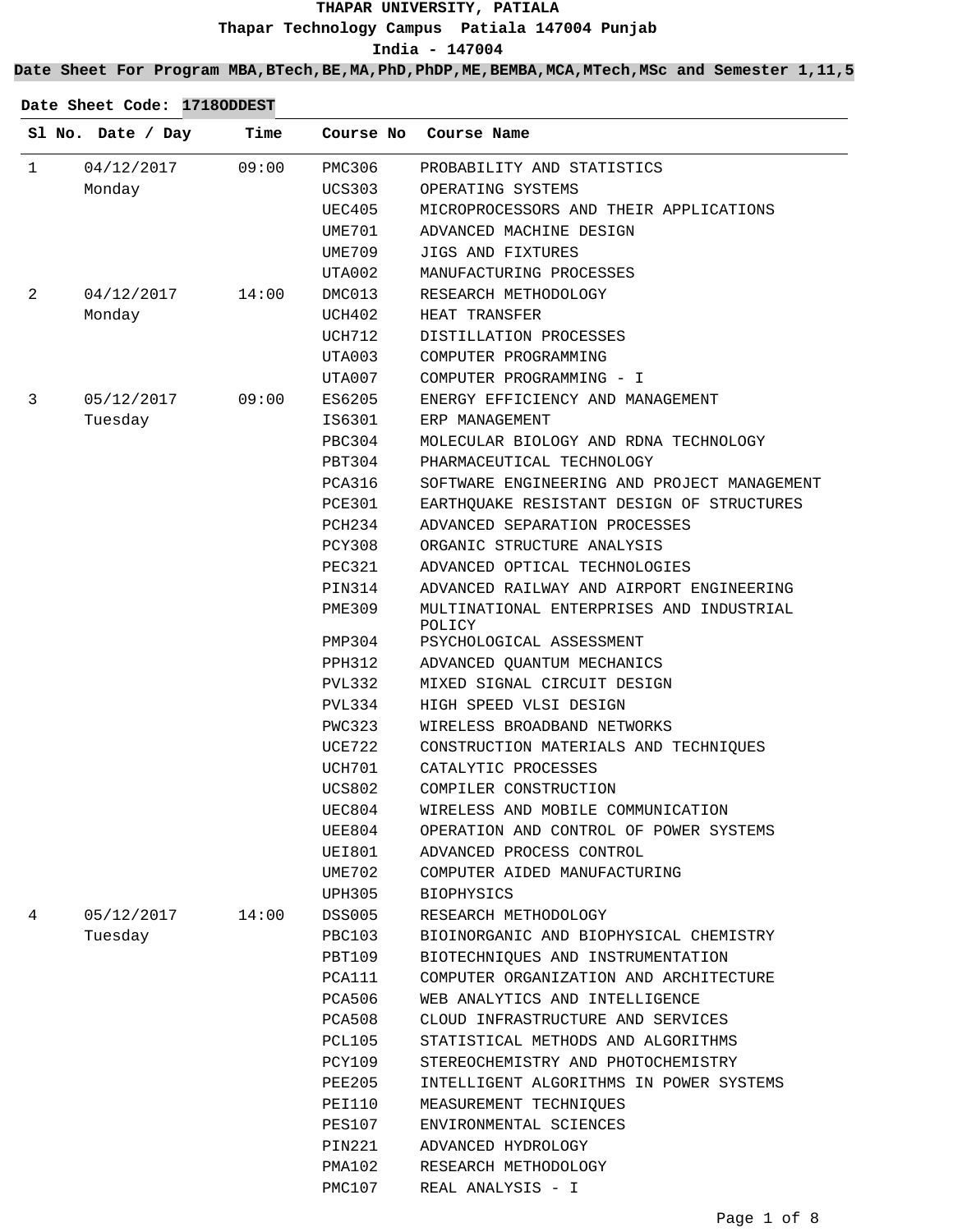**THAPAR UNIVERSITY, PATIALA**

**Thapar Technology Campus Patiala 147004 Punjab**

**India - 147004**

**Date Sheet For Program MBA,BTech,BE,MA,PhD,PhDP,ME,BEMBA,MCA,MTech,MSc and Semester 1,11,5**

**Date Sheet Code: 1718ODDEST**

| Sl No. | Date / Day | Time | Course No | Course Name |
|---|---|---|---|---|
| 1 | 04/12/2017 Monday | 09:00 | PMC306 | PROBABILITY AND STATISTICS |
| | | | UCS303 | OPERATING SYSTEMS |
| | | | UEC405 | MICROPROCESSORS AND THEIR APPLICATIONS |
| | | | UME701 | ADVANCED MACHINE DESIGN |
| | | | UME709 | JIGS AND FIXTURES |
| | | | UTA002 | MANUFACTURING PROCESSES |
| 2 | 04/12/2017 Monday | 14:00 | DMC013 | RESEARCH METHODOLOGY |
| | | | UCH402 | HEAT TRANSFER |
| | | | UCH712 | DISTILLATION PROCESSES |
| | | | UTA003 | COMPUTER PROGRAMMING |
| | | | UTA007 | COMPUTER PROGRAMMING - I |
| 3 | 05/12/2017 Tuesday | 09:00 | ES6205 | ENERGY EFFICIENCY AND MANAGEMENT |
| | | | IS6301 | ERP MANAGEMENT |
| | | | PBC304 | MOLECULAR BIOLOGY AND RDNA TECHNOLOGY |
| | | | PBT304 | PHARMACEUTICAL TECHNOLOGY |
| | | | PCA316 | SOFTWARE ENGINEERING AND PROJECT MANAGEMENT |
| | | | PCE301 | EARTHQUAKE RESISTANT DESIGN OF STRUCTURES |
| | | | PCH234 | ADVANCED SEPARATION PROCESSES |
| | | | PCY308 | ORGANIC STRUCTURE ANALYSIS |
| | | | PEC321 | ADVANCED OPTICAL TECHNOLOGIES |
| | | | PIN314 | ADVANCED RAILWAY AND AIRPORT ENGINEERING |
| | | | PME309 | MULTINATIONAL ENTERPRISES AND INDUSTRIAL POLICY |
| | | | PMP304 | PSYCHOLOGICAL ASSESSMENT |
| | | | PPH312 | ADVANCED QUANTUM MECHANICS |
| | | | PVL332 | MIXED SIGNAL CIRCUIT DESIGN |
| | | | PVL334 | HIGH SPEED VLSI DESIGN |
| | | | PWC323 | WIRELESS BROADBAND NETWORKS |
| | | | UCE722 | CONSTRUCTION MATERIALS AND TECHNIQUES |
| | | | UCH701 | CATALYTIC PROCESSES |
| | | | UCS802 | COMPILER CONSTRUCTION |
| | | | UEC804 | WIRELESS AND MOBILE COMMUNICATION |
| | | | UEE804 | OPERATION AND CONTROL OF POWER SYSTEMS |
| | | | UEI801 | ADVANCED PROCESS CONTROL |
| | | | UME702 | COMPUTER AIDED MANUFACTURING |
| | | | UPH305 | BIOPHYSICS |
| 4 | 05/12/2017 Tuesday | 14:00 | DSS005 | RESEARCH METHODOLOGY |
| | | | PBC103 | BIOINORGANIC AND BIOPHYSICAL CHEMISTRY |
| | | | PBT109 | BIOTECHNIQUES AND INSTRUMENTATION |
| | | | PCA111 | COMPUTER ORGANIZATION AND ARCHITECTURE |
| | | | PCA506 | WEB ANALYTICS AND INTELLIGENCE |
| | | | PCA508 | CLOUD INFRASTRUCTURE AND SERVICES |
| | | | PCL105 | STATISTICAL METHODS AND ALGORITHMS |
| | | | PCY109 | STEREOCHEMISTRY AND PHOTOCHEMISTRY |
| | | | PEE205 | INTELLIGENT ALGORITHMS IN POWER SYSTEMS |
| | | | PEI110 | MEASUREMENT TECHNIQUES |
| | | | PES107 | ENVIRONMENTAL SCIENCES |
| | | | PIN221 | ADVANCED HYDROLOGY |
| | | | PMA102 | RESEARCH METHODOLOGY |
| | | | PMC107 | REAL ANALYSIS - I |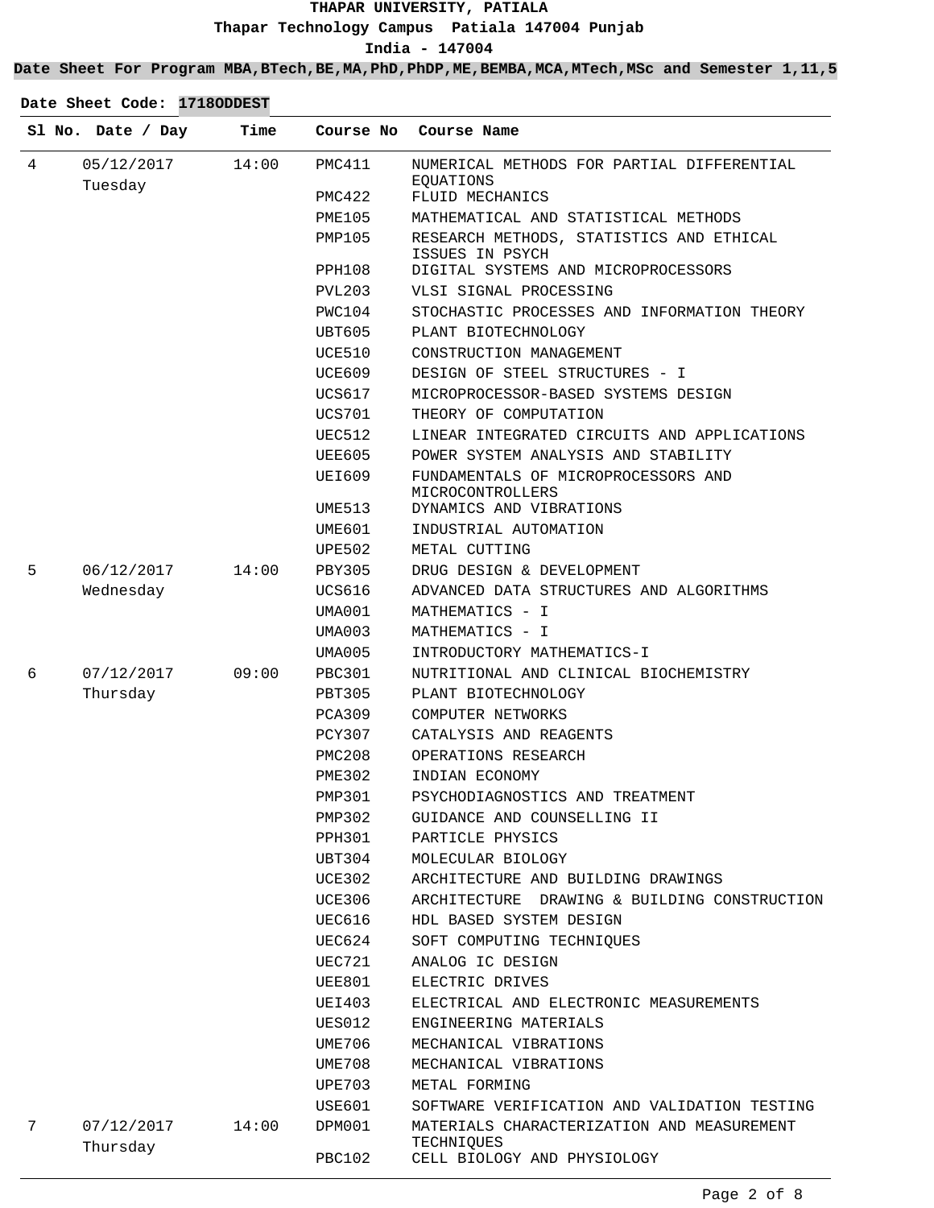# THAPAR UNIVERSITY, PATIALA

**Thapar Technology Campus Patiala 147004 Punjab**

**India - 147004**

**Date Sheet For Program MBA,BTech,BE,MA,PhD,PhDP,ME,BEMBA,MCA,MTech,MSc and Semester 1,11,5**

**Date Sheet Code: 1718ODDEST**

| Sl No. | Date / Day | Time | Course No | Course Name |
|---|---|---|---|---|
| 4 | 05/12/2017 Tuesday | 14:00 | PMC411 | NUMERICAL METHODS FOR PARTIAL DIFFERENTIAL EQUATIONS |
| | | | PMC422 | FLUID MECHANICS |
| | | | PME105 | MATHEMATICAL AND STATISTICAL METHODS |
| | | | PMP105 | RESEARCH METHODS, STATISTICS AND ETHICAL ISSUES IN PSYCH |
| | | | PPH108 | DIGITAL SYSTEMS AND MICROPROCESSORS |
| | | | PVL203 | VLSI SIGNAL PROCESSING |
| | | | PWC104 | STOCHASTIC PROCESSES AND INFORMATION THEORY |
| | | | UBT605 | PLANT BIOTECHNOLOGY |
| | | | UCE510 | CONSTRUCTION MANAGEMENT |
| | | | UCE609 | DESIGN OF STEEL STRUCTURES - I |
| | | | UCS617 | MICROPROCESSOR-BASED SYSTEMS DESIGN |
| | | | UCS701 | THEORY OF COMPUTATION |
| | | | UEC512 | LINEAR INTEGRATED CIRCUITS AND APPLICATIONS |
| | | | UEE605 | POWER SYSTEM ANALYSIS AND STABILITY |
| | | | UEI609 | FUNDAMENTALS OF MICROPROCESSORS AND MICROCONTROLLERS |
| | | | UME513 | DYNAMICS AND VIBRATIONS |
| | | | UME601 | INDUSTRIAL AUTOMATION |
| | | | UPE502 | METAL CUTTING |
| 5 | 06/12/2017 Wednesday | 14:00 | PBY305 | DRUG DESIGN & DEVELOPMENT |
| | | | UCS616 | ADVANCED DATA STRUCTURES AND ALGORITHMS |
| | | | UMA001 | MATHEMATICS - I |
| | | | UMA003 | MATHEMATICS - I |
| | | | UMA005 | INTRODUCTORY MATHEMATICS-I |
| 6 | 07/12/2017 Thursday | 09:00 | PBC301 | NUTRITIONAL AND CLINICAL BIOCHEMISTRY |
| | | | PBT305 | PLANT BIOTECHNOLOGY |
| | | | PCA309 | COMPUTER NETWORKS |
| | | | PCY307 | CATALYSIS AND REAGENTS |
| | | | PMC208 | OPERATIONS RESEARCH |
| | | | PME302 | INDIAN ECONOMY |
| | | | PMP301 | PSYCHODIAGNOSTICS AND TREATMENT |
| | | | PMP302 | GUIDANCE AND COUNSELLING II |
| | | | PPH301 | PARTICLE PHYSICS |
| | | | UBT304 | MOLECULAR BIOLOGY |
| | | | UCE302 | ARCHITECTURE AND BUILDING DRAWINGS |
| | | | UCE306 | ARCHITECTURE DRAWING & BUILDING CONSTRUCTION |
| | | | UEC616 | HDL BASED SYSTEM DESIGN |
| | | | UEC624 | SOFT COMPUTING TECHNIQUES |
| | | | UEC721 | ANALOG IC DESIGN |
| | | | UEE801 | ELECTRIC DRIVES |
| | | | UEI403 | ELECTRICAL AND ELECTRONIC MEASUREMENTS |
| | | | UES012 | ENGINEERING MATERIALS |
| | | | UME706 | MECHANICAL VIBRATIONS |
| | | | UME708 | MECHANICAL VIBRATIONS |
| | | | UPE703 | METAL FORMING |
| | | | USE601 | SOFTWARE VERIFICATION AND VALIDATION TESTING |
| 7 | 07/12/2017 Thursday | 14:00 | DPM001 | MATERIALS CHARACTERIZATION AND MEASUREMENT TECHNIQUES |
| | | | PBC102 | CELL BIOLOGY AND PHYSIOLOGY |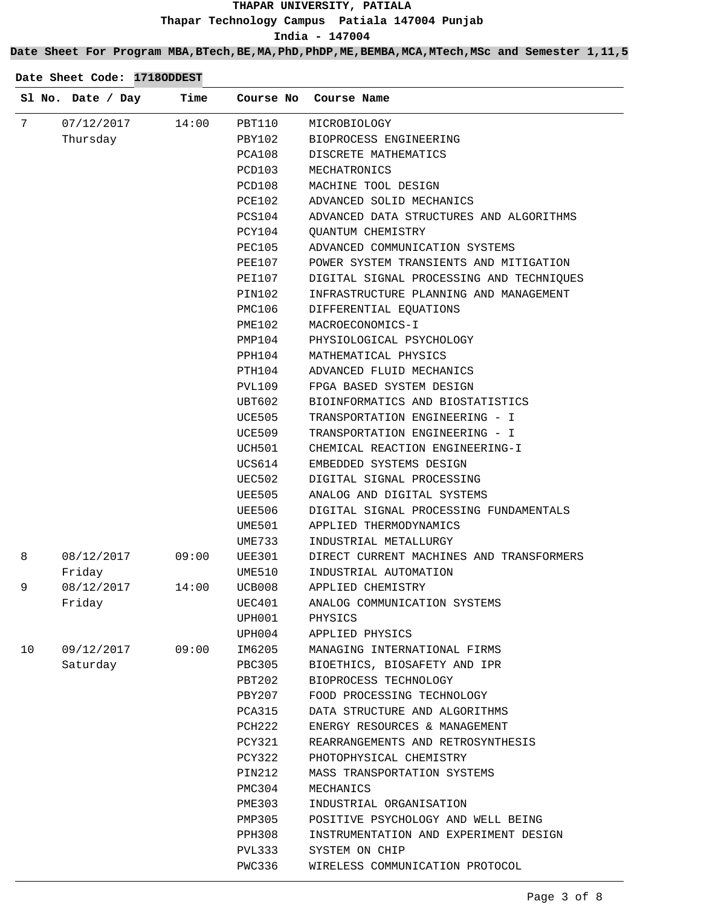**THAPAR UNIVERSITY, PATIALA**

**Thapar Technology Campus Patiala 147004 Punjab**

**India - 147004**

**Date Sheet For Program MBA,BTech,BE,MA,PhD,PhDP,ME,BEMBA,MCA,MTech,MSc and Semester 1,11,5**

**Date Sheet Code: 1718ODDEST**

| Sl No. | Date / Day | Time | Course No | Course Name |
|---|---|---|---|---|
| 7 | 07/12/2017 Thursday | 14:00 | PBT110 | MICROBIOLOGY |
| | | | PBY102 | BIOPROCESS ENGINEERING |
| | | | PCA108 | DISCRETE MATHEMATICS |
| | | | PCD103 | MECHATRONICS |
| | | | PCD108 | MACHINE TOOL DESIGN |
| | | | PCE102 | ADVANCED SOLID MECHANICS |
| | | | PCS104 | ADVANCED DATA STRUCTURES AND ALGORITHMS |
| | | | PCY104 | QUANTUM CHEMISTRY |
| | | | PEC105 | ADVANCED COMMUNICATION SYSTEMS |
| | | | PEE107 | POWER SYSTEM TRANSIENTS AND MITIGATION |
| | | | PEI107 | DIGITAL SIGNAL PROCESSING AND TECHNIQUES |
| | | | PIN102 | INFRASTRUCTURE PLANNING AND MANAGEMENT |
| | | | PMC106 | DIFFERENTIAL EQUATIONS |
| | | | PME102 | MACROECONOMICS-I |
| | | | PMP104 | PHYSIOLOGICAL PSYCHOLOGY |
| | | | PPH104 | MATHEMATICAL PHYSICS |
| | | | PTH104 | ADVANCED FLUID MECHANICS |
| | | | PVL109 | FPGA BASED SYSTEM DESIGN |
| | | | UBT602 | BIOINFORMATICS AND BIOSTATISTICS |
| | | | UCE505 | TRANSPORTATION ENGINEERING - I |
| | | | UCE509 | TRANSPORTATION ENGINEERING - I |
| | | | UCH501 | CHEMICAL REACTION ENGINEERING-I |
| | | | UCS614 | EMBEDDED SYSTEMS DESIGN |
| | | | UEC502 | DIGITAL SIGNAL PROCESSING |
| | | | UEE505 | ANALOG AND DIGITAL SYSTEMS |
| | | | UEE506 | DIGITAL SIGNAL PROCESSING FUNDAMENTALS |
| | | | UME501 | APPLIED THERMODYNAMICS |
| | | | UME733 | INDUSTRIAL METALLURGY |
| 8 | 08/12/2017 Friday | 09:00 | UEE301 | DIRECT CURRENT MACHINES AND TRANSFORMERS |
| | | | UME510 | INDUSTRIAL AUTOMATION |
| 9 | 08/12/2017 Friday | 14:00 | UCB008 | APPLIED CHEMISTRY |
| | | | UEC401 | ANALOG COMMUNICATION SYSTEMS |
| | | | UPH001 | PHYSICS |
| | | | UPH004 | APPLIED PHYSICS |
| 10 | 09/12/2017 Saturday | 09:00 | IM6205 | MANAGING INTERNATIONAL FIRMS |
| | | | PBC305 | BIOETHICS, BIOSAFETY AND IPR |
| | | | PBT202 | BIOPROCESS TECHNOLOGY |
| | | | PBY207 | FOOD PROCESSING TECHNOLOGY |
| | | | PCA315 | DATA STRUCTURE AND ALGORITHMS |
| | | | PCH222 | ENERGY RESOURCES & MANAGEMENT |
| | | | PCY321 | REARRANGEMENTS AND RETROSYNTHESIS |
| | | | PCY322 | PHOTOPHYSICAL CHEMISTRY |
| | | | PIN212 | MASS TRANSPORTATION SYSTEMS |
| | | | PMC304 | MECHANICS |
| | | | PME303 | INDUSTRIAL ORGANISATION |
| | | | PMP305 | POSITIVE PSYCHOLOGY AND WELL BEING |
| | | | PPH308 | INSTRUMENTATION AND EXPERIMENT DESIGN |
| | | | PVL333 | SYSTEM ON CHIP |
| | | | PWC336 | WIRELESS COMMUNICATION PROTOCOL |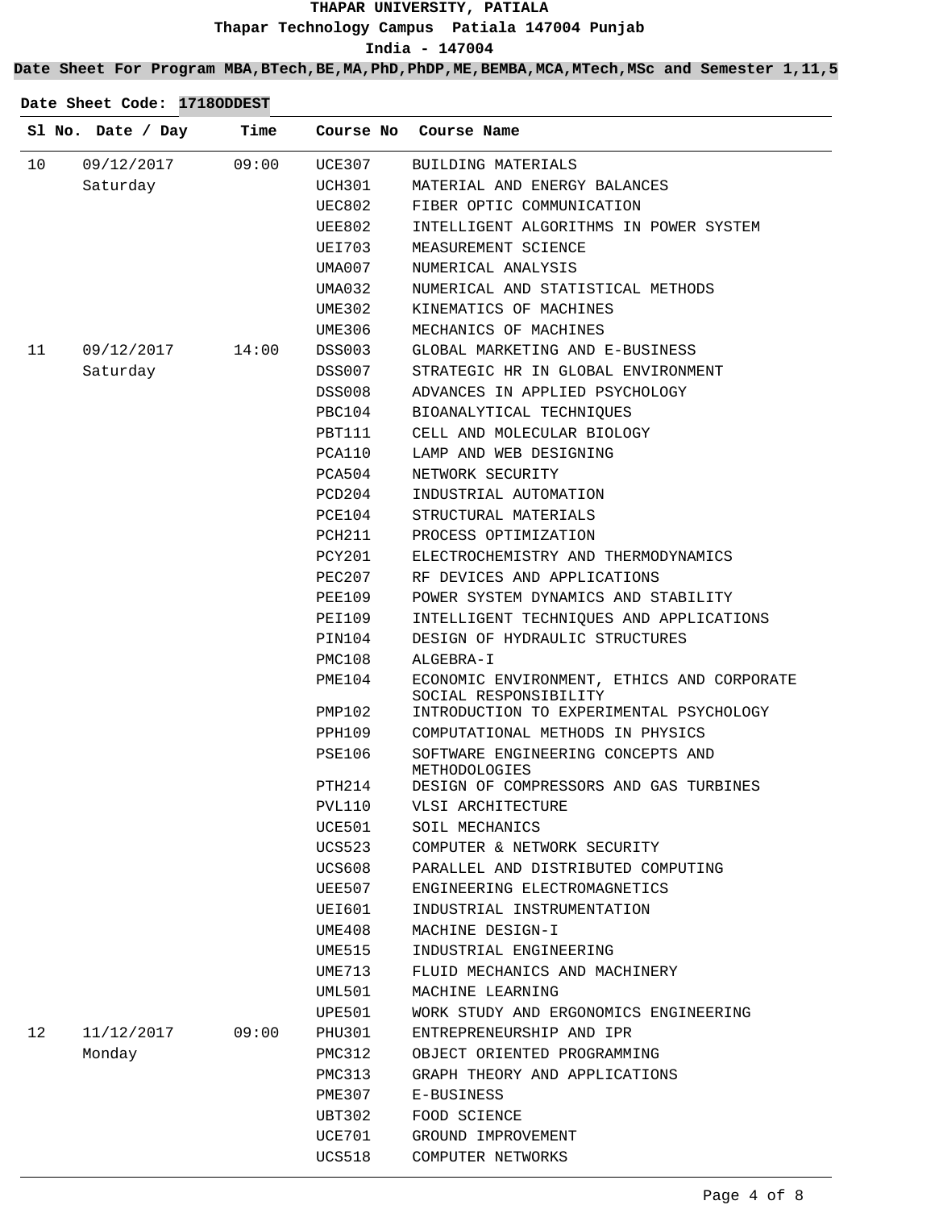# THAPAR UNIVERSITY, PATIALA

**Thapar Technology Campus Patiala 147004 Punjab**

**India - 147004**

**Date Sheet For Program MBA,BTech,BE,MA,PhD,PhDP,ME,BEMBA,MCA,MTech,MSc and Semester 1,11,5**

**Date Sheet Code: 1718ODDEST**

| Sl No. | Date / Day | Time | Course No | Course Name |
|---|---|---|---|---|
| 10 | 09/12/2017 Saturday | 09:00 | UCE307 | BUILDING MATERIALS |
| | | | UCH301 | MATERIAL AND ENERGY BALANCES |
| | | | UEC802 | FIBER OPTIC COMMUNICATION |
| | | | UEE802 | INTELLIGENT ALGORITHMS IN POWER SYSTEM |
| | | | UEI703 | MEASUREMENT SCIENCE |
| | | | UMA007 | NUMERICAL ANALYSIS |
| | | | UMA032 | NUMERICAL AND STATISTICAL METHODS |
| | | | UME302 | KINEMATICS OF MACHINES |
| | | | UME306 | MECHANICS OF MACHINES |
| 11 | 09/12/2017 Saturday | 14:00 | DSS003 | GLOBAL MARKETING AND E-BUSINESS |
| | | | DSS007 | STRATEGIC HR IN GLOBAL ENVIRONMENT |
| | | | DSS008 | ADVANCES IN APPLIED PSYCHOLOGY |
| | | | PBC104 | BIOANALYTICAL TECHNIQUES |
| | | | PBT111 | CELL AND MOLECULAR BIOLOGY |
| | | | PCA110 | LAMP AND WEB DESIGNING |
| | | | PCA504 | NETWORK SECURITY |
| | | | PCD204 | INDUSTRIAL AUTOMATION |
| | | | PCE104 | STRUCTURAL MATERIALS |
| | | | PCH211 | PROCESS OPTIMIZATION |
| | | | PCY201 | ELECTROCHEMISTRY AND THERMODYNAMICS |
| | | | PEC207 | RF DEVICES AND APPLICATIONS |
| | | | PEE109 | POWER SYSTEM DYNAMICS AND STABILITY |
| | | | PEI109 | INTELLIGENT TECHNIQUES AND APPLICATIONS |
| | | | PIN104 | DESIGN OF HYDRAULIC STRUCTURES |
| | | | PMC108 | ALGEBRA-I |
| | | | PME104 | ECONOMIC ENVIRONMENT, ETHICS AND CORPORATE SOCIAL RESPONSIBILITY |
| | | | PMP102 | INTRODUCTION TO EXPERIMENTAL PSYCHOLOGY |
| | | | PPH109 | COMPUTATIONAL METHODS IN PHYSICS |
| | | | PSE106 | SOFTWARE ENGINEERING CONCEPTS AND METHODOLOGIES |
| | | | PTH214 | DESIGN OF COMPRESSORS AND GAS TURBINES |
| | | | PVL110 | VLSI ARCHITECTURE |
| | | | UCE501 | SOIL MECHANICS |
| | | | UCS523 | COMPUTER & NETWORK SECURITY |
| | | | UCS608 | PARALLEL AND DISTRIBUTED COMPUTING |
| | | | UEE507 | ENGINEERING ELECTROMAGNETICS |
| | | | UEI601 | INDUSTRIAL INSTRUMENTATION |
| | | | UME408 | MACHINE DESIGN-I |
| | | | UME515 | INDUSTRIAL ENGINEERING |
| | | | UME713 | FLUID MECHANICS AND MACHINERY |
| | | | UML501 | MACHINE LEARNING |
| | | | UPE501 | WORK STUDY AND ERGONOMICS ENGINEERING |
| 12 | 11/12/2017 Monday | 09:00 | PHU301 | ENTREPRENEURSHIP AND IPR |
| | | | PMC312 | OBJECT ORIENTED PROGRAMMING |
| | | | PMC313 | GRAPH THEORY AND APPLICATIONS |
| | | | PME307 | E-BUSINESS |
| | | | UBT302 | FOOD SCIENCE |
| | | | UCE701 | GROUND IMPROVEMENT |
| | | | UCS518 | COMPUTER NETWORKS |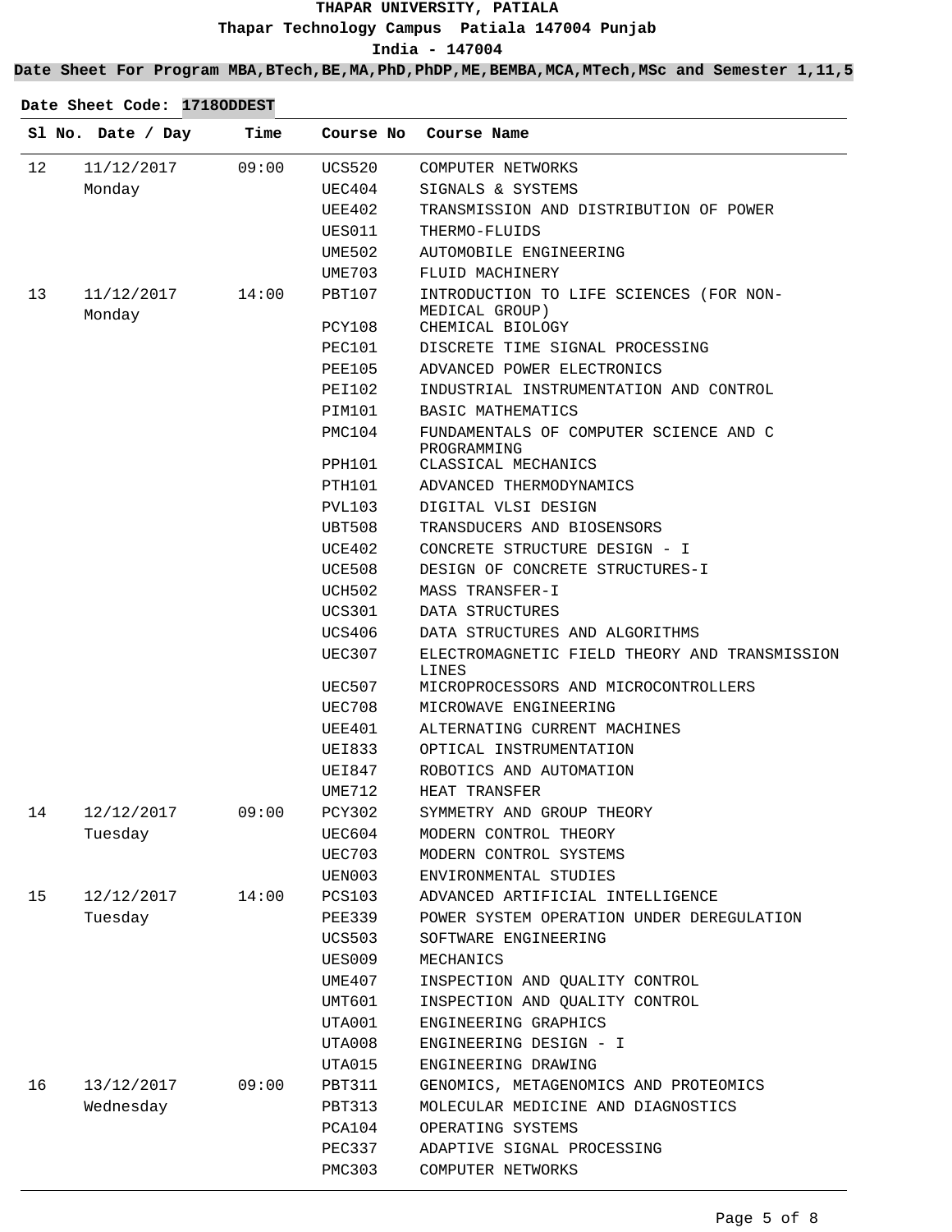**THAPAR UNIVERSITY, PATIALA**

**Thapar Technology Campus Patiala 147004 Punjab**

**India - 147004**

**Date Sheet For Program MBA,BTech,BE,MA,PhD,PhDP,ME,BEMBA,MCA,MTech,MSc and Semester 1,11,5**

**Date Sheet Code: 1718ODDEST**

| Sl No. | Date / Day | Time | Course No | Course Name |
|---|---|---|---|---|
| 12 | 11/12/2017 Monday | 09:00 | UCS520 | COMPUTER NETWORKS |
| | | | UEC404 | SIGNALS & SYSTEMS |
| | | | UEE402 | TRANSMISSION AND DISTRIBUTION OF POWER |
| | | | UES011 | THERMO-FLUIDS |
| | | | UME502 | AUTOMOBILE ENGINEERING |
| | | | UME703 | FLUID MACHINERY |
| 13 | 11/12/2017 Monday | 14:00 | PBT107 | INTRODUCTION TO LIFE SCIENCES (FOR NON-MEDICAL GROUP) |
| | | | PCY108 | CHEMICAL BIOLOGY |
| | | | PEC101 | DISCRETE TIME SIGNAL PROCESSING |
| | | | PEE105 | ADVANCED POWER ELECTRONICS |
| | | | PEI102 | INDUSTRIAL INSTRUMENTATION AND CONTROL |
| | | | PIM101 | BASIC MATHEMATICS |
| | | | PMC104 | FUNDAMENTALS OF COMPUTER SCIENCE AND C PROGRAMMING |
| | | | PPH101 | CLASSICAL MECHANICS |
| | | | PTH101 | ADVANCED THERMODYNAMICS |
| | | | PVL103 | DIGITAL VLSI DESIGN |
| | | | UBT508 | TRANSDUCERS AND BIOSENSORS |
| | | | UCE402 | CONCRETE STRUCTURE DESIGN - I |
| | | | UCE508 | DESIGN OF CONCRETE STRUCTURES-I |
| | | | UCH502 | MASS TRANSFER-I |
| | | | UCS301 | DATA STRUCTURES |
| | | | UCS406 | DATA STRUCTURES AND ALGORITHMS |
| | | | UEC307 | ELECTROMAGNETIC FIELD THEORY AND TRANSMISSION LINES |
| | | | UEC507 | MICROPROCESSORS AND MICROCONTROLLERS |
| | | | UEC708 | MICROWAVE ENGINEERING |
| | | | UEE401 | ALTERNATING CURRENT MACHINES |
| | | | UEI833 | OPTICAL INSTRUMENTATION |
| | | | UEI847 | ROBOTICS AND AUTOMATION |
| | | | UME712 | HEAT TRANSFER |
| 14 | 12/12/2017 Tuesday | 09:00 | PCY302 | SYMMETRY AND GROUP THEORY |
| | | | UEC604 | MODERN CONTROL THEORY |
| | | | UEC703 | MODERN CONTROL SYSTEMS |
| | | | UEN003 | ENVIRONMENTAL STUDIES |
| 15 | 12/12/2017 Tuesday | 14:00 | PCS103 | ADVANCED ARTIFICIAL INTELLIGENCE |
| | | | PEE339 | POWER SYSTEM OPERATION UNDER DEREGULATION |
| | | | UCS503 | SOFTWARE ENGINEERING |
| | | | UES009 | MECHANICS |
| | | | UME407 | INSPECTION AND QUALITY CONTROL |
| | | | UMT601 | INSPECTION AND QUALITY CONTROL |
| | | | UTA001 | ENGINEERING GRAPHICS |
| | | | UTA008 | ENGINEERING DESIGN - I |
| | | | UTA015 | ENGINEERING DRAWING |
| 16 | 13/12/2017 Wednesday | 09:00 | PBT311 | GENOMICS, METAGENOMICS AND PROTEOMICS |
| | | | PBT313 | MOLECULAR MEDICINE AND DIAGNOSTICS |
| | | | PCA104 | OPERATING SYSTEMS |
| | | | PEC337 | ADAPTIVE SIGNAL PROCESSING |
| | | | PMC303 | COMPUTER NETWORKS |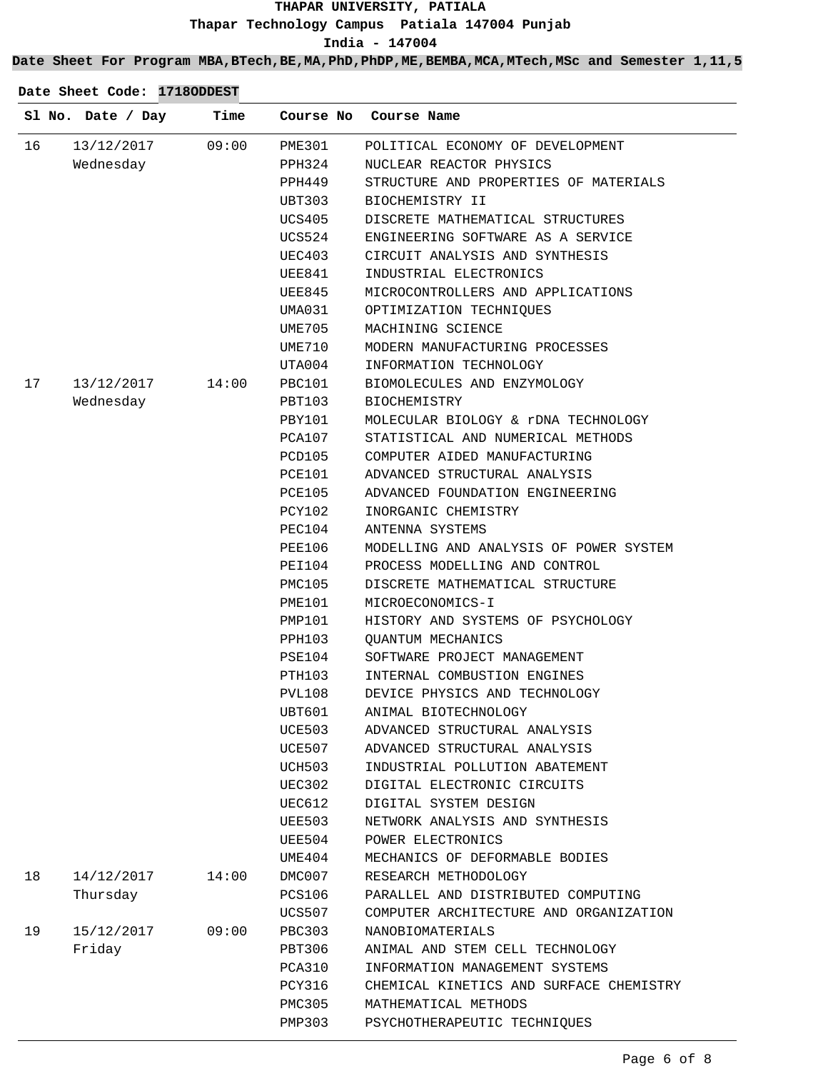**THAPAR UNIVERSITY, PATIALA**

**Thapar Technology Campus Patiala 147004 Punjab**

**India - 147004**

**Date Sheet For Program MBA,BTech,BE,MA,PhD,PhDP,ME,BEMBA,MCA,MTech,MSc and Semester 1,11,5**

**Date Sheet Code: 1718ODDEST**

| Sl No. | Date / Day | Time | Course No | Course Name |
|---|---|---|---|---|
| 16 | 13/12/2017 Wednesday | 09:00 | PME301 | POLITICAL ECONOMY OF DEVELOPMENT |
| | | | PPH324 | NUCLEAR REACTOR PHYSICS |
| | | | PPH449 | STRUCTURE AND PROPERTIES OF MATERIALS |
| | | | UBT303 | BIOCHEMISTRY II |
| | | | UCS405 | DISCRETE MATHEMATICAL STRUCTURES |
| | | | UCS524 | ENGINEERING SOFTWARE AS A SERVICE |
| | | | UEC403 | CIRCUIT ANALYSIS AND SYNTHESIS |
| | | | UEE841 | INDUSTRIAL ELECTRONICS |
| | | | UEE845 | MICROCONTROLLERS AND APPLICATIONS |
| | | | UMA031 | OPTIMIZATION TECHNIQUES |
| | | | UME705 | MACHINING SCIENCE |
| | | | UME710 | MODERN MANUFACTURING PROCESSES |
| | | | UTA004 | INFORMATION TECHNOLOGY |
| 17 | 13/12/2017 Wednesday | 14:00 | PBC101 | BIOMOLECULES AND ENZYMOLOGY |
| | | | PBT103 | BIOCHEMISTRY |
| | | | PBY101 | MOLECULAR BIOLOGY & rDNA TECHNOLOGY |
| | | | PCA107 | STATISTICAL AND NUMERICAL METHODS |
| | | | PCD105 | COMPUTER AIDED MANUFACTURING |
| | | | PCE101 | ADVANCED STRUCTURAL ANALYSIS |
| | | | PCE105 | ADVANCED FOUNDATION ENGINEERING |
| | | | PCY102 | INORGANIC CHEMISTRY |
| | | | PEC104 | ANTENNA SYSTEMS |
| | | | PEE106 | MODELLING AND ANALYSIS OF POWER SYSTEM |
| | | | PEI104 | PROCESS MODELLING AND CONTROL |
| | | | PMC105 | DISCRETE MATHEMATICAL STRUCTURE |
| | | | PME101 | MICROECONOMICS-I |
| | | | PMP101 | HISTORY AND SYSTEMS OF PSYCHOLOGY |
| | | | PPH103 | QUANTUM MECHANICS |
| | | | PSE104 | SOFTWARE PROJECT MANAGEMENT |
| | | | PTH103 | INTERNAL COMBUSTION ENGINES |
| | | | PVL108 | DEVICE PHYSICS AND TECHNOLOGY |
| | | | UBT601 | ANIMAL BIOTECHNOLOGY |
| | | | UCE503 | ADVANCED STRUCTURAL ANALYSIS |
| | | | UCE507 | ADVANCED STRUCTURAL ANALYSIS |
| | | | UCH503 | INDUSTRIAL POLLUTION ABATEMENT |
| | | | UEC302 | DIGITAL ELECTRONIC CIRCUITS |
| | | | UEC612 | DIGITAL SYSTEM DESIGN |
| | | | UEE503 | NETWORK ANALYSIS AND SYNTHESIS |
| | | | UEE504 | POWER ELECTRONICS |
| | | | UME404 | MECHANICS OF DEFORMABLE BODIES |
| 18 | 14/12/2017 Thursday | 14:00 | DMC007 | RESEARCH METHODOLOGY |
| | | | PCS106 | PARALLEL AND DISTRIBUTED COMPUTING |
| | | | UCS507 | COMPUTER ARCHITECTURE AND ORGANIZATION |
| 19 | 15/12/2017 Friday | 09:00 | PBC303 | NANOBIOMATERIALS |
| | | | PBT306 | ANIMAL AND STEM CELL TECHNOLOGY |
| | | | PCA310 | INFORMATION MANAGEMENT SYSTEMS |
| | | | PCY316 | CHEMICAL KINETICS AND SURFACE CHEMISTRY |
| | | | PMC305 | MATHEMATICAL METHODS |
| | | | PMP303 | PSYCHOTHERAPEUTIC TECHNIQUES |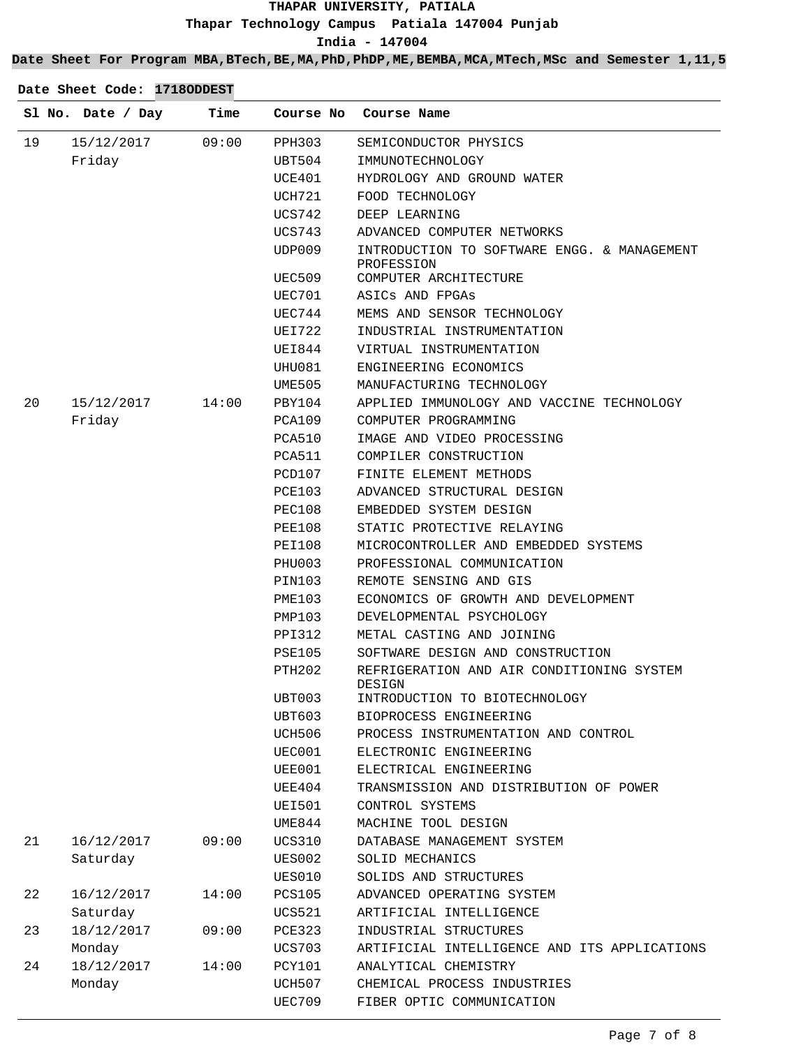# THAPAR UNIVERSITY, PATIALA

**Thapar Technology Campus Patiala 147004 Punjab**

**India - 147004**

**Date Sheet For Program MBA,BTech,BE,MA,PhD,PhDP,ME,BEMBA,MCA,MTech,MSc and Semester 1,11,5**

**Date Sheet Code: 1718ODDEST**

| Sl No. | Date / Day | Time | Course No | Course Name |
|---|---|---|---|---|
| 19 | 15/12/2017 Friday | 09:00 | PPH303 | SEMICONDUCTOR PHYSICS |
| | | | UBT504 | IMMUNOTECHNOLOGY |
| | | | UCE401 | HYDROLOGY AND GROUND WATER |
| | | | UCH721 | FOOD TECHNOLOGY |
| | | | UCS742 | DEEP LEARNING |
| | | | UCS743 | ADVANCED COMPUTER NETWORKS |
| | | | UDP009 | INTRODUCTION TO SOFTWARE ENGG. & MANAGEMENT PROFESSION |
| | | | UEC509 | COMPUTER ARCHITECTURE |
| | | | UEC701 | ASICs AND FPGAs |
| | | | UEC744 | MEMS AND SENSOR TECHNOLOGY |
| | | | UEI722 | INDUSTRIAL INSTRUMENTATION |
| | | | UEI844 | VIRTUAL INSTRUMENTATION |
| | | | UHU081 | ENGINEERING ECONOMICS |
| | | | UME505 | MANUFACTURING TECHNOLOGY |
| 20 | 15/12/2017 Friday | 14:00 | PBY104 | APPLIED IMMUNOLOGY AND VACCINE TECHNOLOGY |
| | | | PCA109 | COMPUTER PROGRAMMING |
| | | | PCA510 | IMAGE AND VIDEO PROCESSING |
| | | | PCA511 | COMPILER CONSTRUCTION |
| | | | PCD107 | FINITE ELEMENT METHODS |
| | | | PCE103 | ADVANCED STRUCTURAL DESIGN |
| | | | PEC108 | EMBEDDED SYSTEM DESIGN |
| | | | PEE108 | STATIC PROTECTIVE RELAYING |
| | | | PEI108 | MICROCONTROLLER AND EMBEDDED SYSTEMS |
| | | | PHU003 | PROFESSIONAL COMMUNICATION |
| | | | PIN103 | REMOTE SENSING AND GIS |
| | | | PME103 | ECONOMICS OF GROWTH AND DEVELOPMENT |
| | | | PMP103 | DEVELOPMENTAL PSYCHOLOGY |
| | | | PPI312 | METAL CASTING AND JOINING |
| | | | PSE105 | SOFTWARE DESIGN AND CONSTRUCTION |
| | | | PTH202 | REFRIGERATION AND AIR CONDITIONING SYSTEM DESIGN |
| | | | UBT003 | INTRODUCTION TO BIOTECHNOLOGY |
| | | | UBT603 | BIOPROCESS ENGINEERING |
| | | | UCH506 | PROCESS INSTRUMENTATION AND CONTROL |
| | | | UEC001 | ELECTRONIC ENGINEERING |
| | | | UEE001 | ELECTRICAL ENGINEERING |
| | | | UEE404 | TRANSMISSION AND DISTRIBUTION OF POWER |
| | | | UEI501 | CONTROL SYSTEMS |
| | | | UME844 | MACHINE TOOL DESIGN |
| 21 | 16/12/2017 Saturday | 09:00 | UCS310 | DATABASE MANAGEMENT SYSTEM |
| | | | UES002 | SOLID MECHANICS |
| | | | UES010 | SOLIDS AND STRUCTURES |
| 22 | 16/12/2017 Saturday | 14:00 | PCS105 | ADVANCED OPERATING SYSTEM |
| | | | UCS521 | ARTIFICIAL INTELLIGENCE |
| 23 | 18/12/2017 Monday | 09:00 | PCE323 | INDUSTRIAL STRUCTURES |
| | | | UCS703 | ARTIFICIAL INTELLIGENCE AND ITS APPLICATIONS |
| 24 | 18/12/2017 Monday | 14:00 | PCY101 | ANALYTICAL CHEMISTRY |
| | | | UCH507 | CHEMICAL PROCESS INDUSTRIES |
| | | | UEC709 | FIBER OPTIC COMMUNICATION |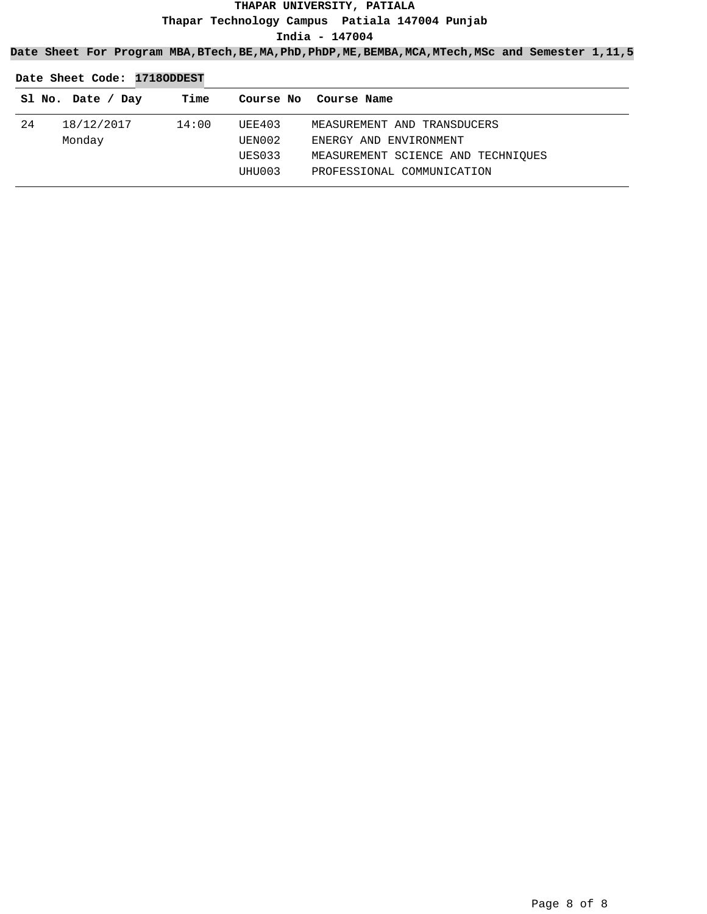**THAPAR UNIVERSITY, PATIALA**

**Thapar Technology Campus Patiala 147004 Punjab**

**India - 147004**

**Date Sheet For Program MBA,BTech,BE,MA,PhD,PhDP,ME,BEMBA,MCA,MTech,MSc and Semester 1,11,5**

**Date Sheet Code: 1718ODDEST**

| Sl No. | Date / Day | Time | Course No | Course Name |
|---|---|---|---|---|
| 24 | 18/12/2017 Monday | 14:00 | UEE403 | MEASUREMENT AND TRANSDUCERS |
| | | | UEN002 | ENERGY AND ENVIRONMENT |
| | | | UES033 | MEASUREMENT SCIENCE AND TECHNIQUES |
| | | | UHU003 | PROFESSIONAL COMMUNICATION |